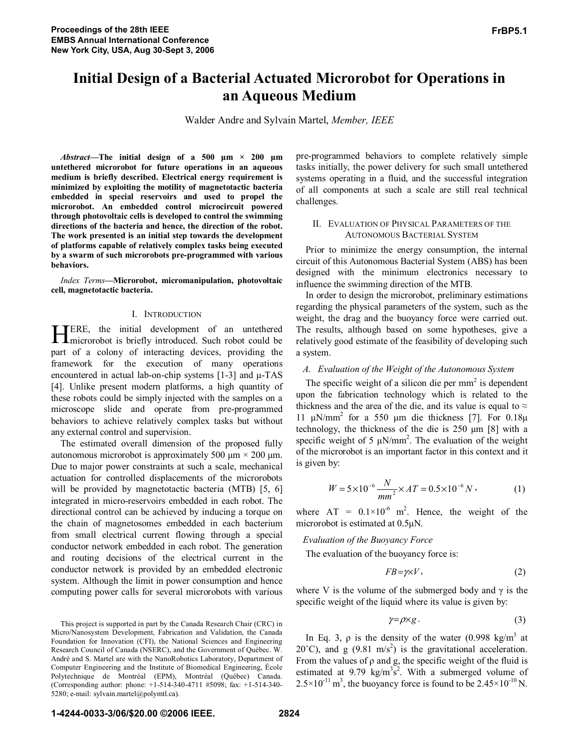# Initial Design of a Bacterial Actuated Microrobot for Operations in an Aqueous Medium

Walder Andre and Sylvain Martel, *Member, IEEE*

***Abstract*—The initial design of a 500 µm × 200 µm untethered microrobot for future operations in an aqueous medium is briefly described. Electrical energy requirement is minimized by exploiting the motility of magnetotactic bacteria embedded in special reservoirs and used to propel the microrobot. An embedded control microcircuit powered through photovoltaic cells is developed to control the swimming directions of the bacteria and hence, the direction of the robot. The work presented is an initial step towards the development of platforms capable of relatively complex tasks being executed by a swarm of such microrobots pre-programmed with various behaviors.**

*Index Terms*—**Microrobot, micromanipulation, photovoltaic cell, magnetotactic bacteria.**

## I. Introduction

HERE, the initial development of an untethered microrobot is briefly introduced. Such robot could be part of a colony of interacting devices, providing the framework for the execution of many operations encountered in actual lab-on-chip systems [1-3] and µ-TAS [4]. Unlike present modern platforms, a high quantity of these robots could be simply injected with the samples on a microscope slide and operate from pre-programmed behaviors to achieve relatively complex tasks but without any external control and supervision.

The estimated overall dimension of the proposed fully autonomous microrobot is approximately 500 µm × 200 µm. Due to major power constraints at such a scale, mechanical actuation for controlled displacements of the microrobots will be provided by magnetotactic bacteria (MTB) [5, 6] integrated in micro-reservoirs embedded in each robot. The directional control can be achieved by inducing a torque on the chain of magnetosomes embedded in each bacterium from small electrical current flowing through a special conductor network embedded in each robot. The generation and routing decisions of the electrical current in the conductor network is provided by an embedded electronic system. Although the limit in power consumption and hence computing power calls for several microrobots with various pre-programmed behaviors to complete relatively simple tasks initially, the power delivery for such small untethered systems operating in a fluid, and the successful integration of all components at such a scale are still real technical challenges.

This project is supported in part by the Canada Research Chair (CRC) in Micro/Nanosystem Development, Fabrication and Validation, the Canada Foundation for Innovation (CFI), the National Sciences and Engineering Research Council of Canada (NSERC), and the Government of Québec. W. André and S. Martel are with the NanoRobotics Laboratory, Department of Computer Engineering and the Institute of Biomedical Engineering, École Polytechnique de Montréal (EPM), Montréal (Québec) Canada. (Corresponding author: phone: +1-514-340-4711 #5098; fax: +1-514-340-5280; e-mail: sylvain.martel@polymtl.ca).

## II. Evaluation of Physical Parameters of the Autonomous Bacterial System

Prior to minimize the energy consumption, the internal circuit of this Autonomous Bacterial System (ABS) has been designed with the minimum electronics necessary to influence the swimming direction of the MTB.

In order to design the microrobot, preliminary estimations regarding the physical parameters of the system, such as the weight, the drag and the buoyancy force were carried out. The results, although based on some hypotheses, give a relatively good estimate of the feasibility of developing such a system.

### *A. Evaluation of the Weight of the Autonomous System*

The specific weight of a silicon die per $mm^2$ is dependent upon the fabrication technology which is related to the thickness and the area of the die, and its value is equal to ≈ 11 µN/$mm^2$ for a 550 µm die thickness [7]. For 0.18µ technology, the thickness of the die is 250 µm [8] with a specific weight of 5 µN/$mm^2$. The evaluation of the weight of the microrobot is an important factor in this context and it is given by:

$$W = 5\times10^{-6}\,\frac{N}{mm^2}\times AT = 0.5\times10^{-6}\,N\,, \tag{1}$$

where AT = $0.1\times10^{-6}$ $m^2$. Hence, the weight of the microrobot is estimated at 0.5µN.

### *Evaluation of the Buoyancy Force*

The evaluation of the buoyancy force is:

$$FB=\gamma\times V\,, \tag{2}$$

where V is the volume of the submerged body and $\gamma$ is the specific weight of the liquid where its value is given by:

$$\gamma=\rho\times g\,. \tag{3}$$

In Eq. 3, $\rho$ is the density of the water (0.998 kg/$m^3$ at 20˚C), and g (9.81 m/$s^2$) is the gravitational acceleration. From the values of $\rho$ and g, the specific weight of the fluid is estimated at 9.79 kg/$m^3s^2$. With a submerged volume of $2.5\times10^{-11}$ $m^3$, the buoyancy force is found to be $2.45\times10^{-10}$ N.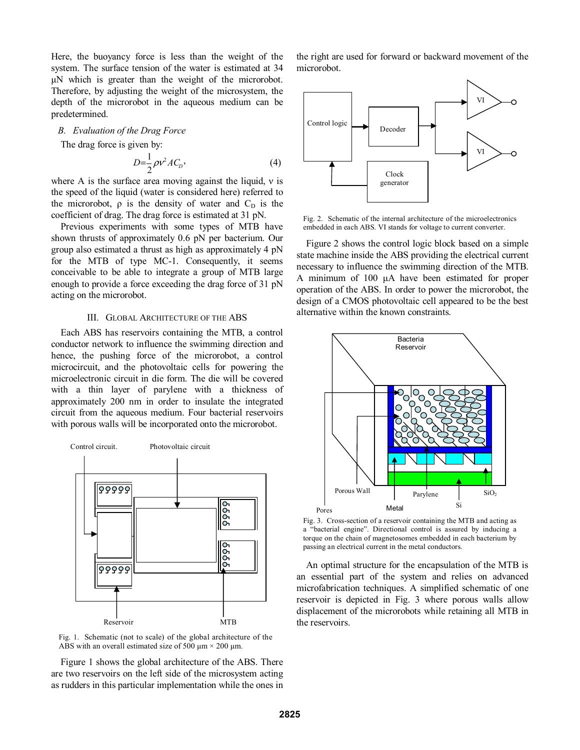Here, the buoyancy force is less than the weight of the system. The surface tension of the water is estimated at 34 µN which is greater than the weight of the microrobot. Therefore, by adjusting the weight of the microsystem, the depth of the microrobot in the aqueous medium can be predetermined.

### *B. Evaluation of the Drag Force*

The drag force is given by:

$$D = \frac{1}{2}\rho v^2 A C_D, \tag{4}$$

where A is the surface area moving against the liquid, v is the speed of the liquid (water is considered here) referred to the microrobot, ρ is the density of water and $C_D$ is the coefficient of drag. The drag force is estimated at 31 pN.

Previous experiments with some types of MTB have shown thrusts of approximately 0.6 pN per bacterium. Our group also estimated a thrust as high as approximately 4 pN for the MTB of type MC-1. Consequently, it seems conceivable to be able to integrate a group of MTB large enough to provide a force exceeding the drag force of 31 pN acting on the microrobot.

## III. GLOBAL ARCHITECTURE OF THE ABS

Each ABS has reservoirs containing the MTB, a control conductor network to influence the swimming direction and hence, the pushing force of the microrobot, a control microcircuit, and the photovoltaic cells for powering the microelectronic circuit in die form. The die will be covered with a thin layer of parylene with a thickness of approximately 200 nm in order to insulate the integrated circuit from the aqueous medium. Four bacterial reservoirs with porous walls will be incorporated onto the microrobot.

Fig. 1. Schematic (not to scale) of the global architecture of the ABS with an overall estimated size of 500 µm × 200 µm.

Figure 1 shows the global architecture of the ABS. There are two reservoirs on the left side of the microsystem acting as rudders in this particular implementation while the ones in the right are used for forward or backward movement of the microrobot.

Fig. 2. Schematic of the internal architecture of the microelectronics embedded in each ABS. VI stands for voltage to current converter.

Figure 2 shows the control logic block based on a simple state machine inside the ABS providing the electrical current necessary to influence the swimming direction of the MTB. A minimum of 100 µA have been estimated for proper operation of the ABS. In order to power the microrobot, the design of a CMOS photovoltaic cell appeared to be the best alternative within the known constraints.

Fig. 3. Cross-section of a reservoir containing the MTB and acting as a "bacterial engine". Directional control is assured by inducing a torque on the chain of magnetosomes embedded in each bacterium by passing an electrical current in the metal conductors.

An optimal structure for the encapsulation of the MTB is an essential part of the system and relies on advanced microfabrication techniques. A simplified schematic of one reservoir is depicted in Fig. 3 where porous walls allow displacement of the microrobots while retaining all MTB in the reservoirs.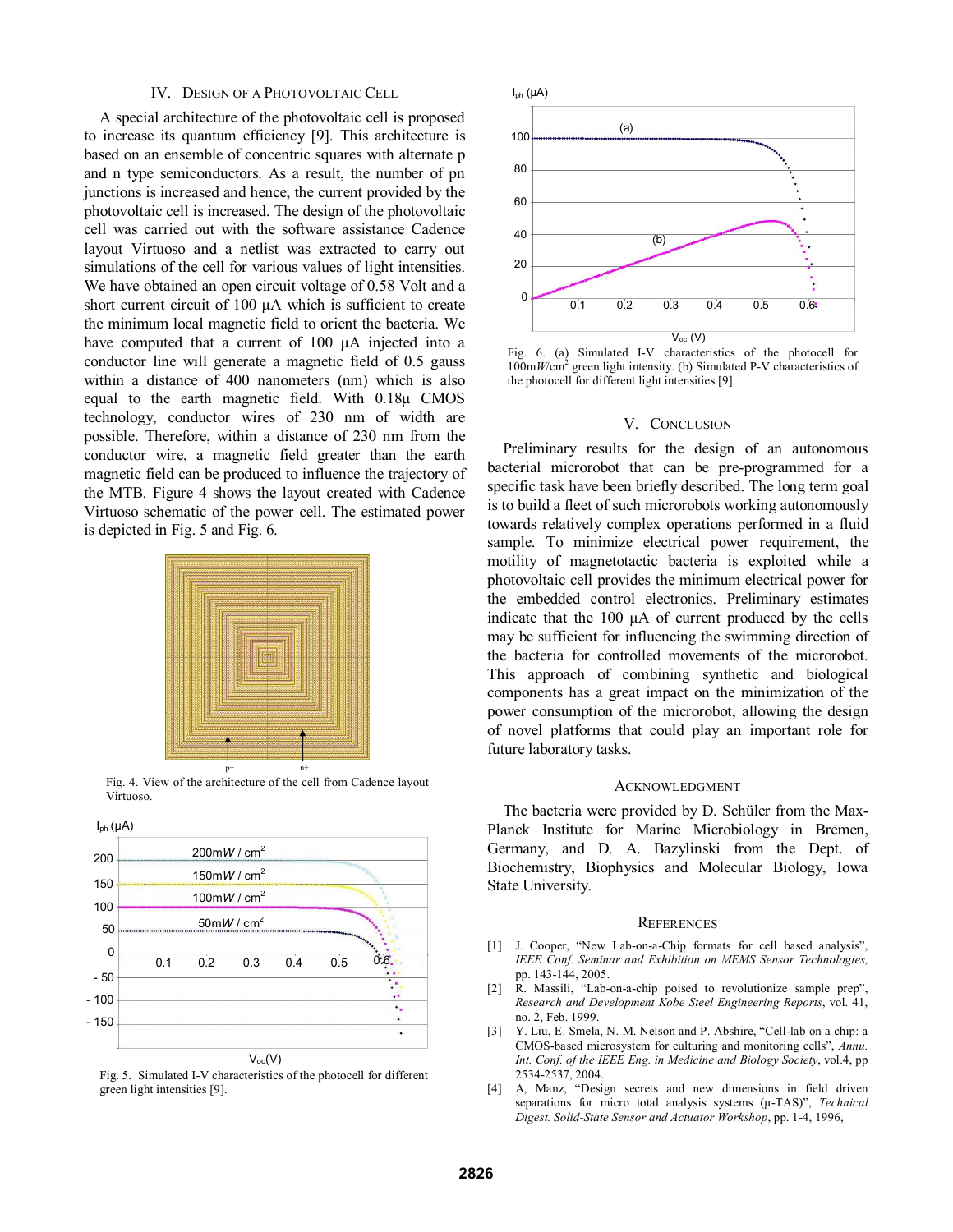## IV. Design of a Photovoltaic Cell

A special architecture of the photovoltaic cell is proposed to increase its quantum efficiency [9]. This architecture is based on an ensemble of concentric squares with alternate p and n type semiconductors. As a result, the number of pn junctions is increased and hence, the current provided by the photovoltaic cell is increased. The design of the photovoltaic cell was carried out with the software assistance Cadence layout Virtuoso and a netlist was extracted to carry out simulations of the cell for various values of light intensities. We have obtained an open circuit voltage of 0.58 Volt and a short current circuit of 100 µA which is sufficient to create the minimum local magnetic field to orient the bacteria. We have computed that a current of 100 µA injected into a conductor line will generate a magnetic field of 0.5 gauss within a distance of 400 nanometers (nm) which is also equal to the earth magnetic field. With 0.18µ CMOS technology, conductor wires of 230 nm of width are possible. Therefore, within a distance of 230 nm from the conductor wire, a magnetic field greater than the earth magnetic field can be produced to influence the trajectory of the MTB. Figure 4 shows the layout created with Cadence Virtuoso schematic of the power cell. The estimated power is depicted in Fig. 5 and Fig. 6.

Fig. 4. View of the architecture of the cell from Cadence layout Virtuoso.

Fig. 5. Simulated I-V characteristics of the photocell for different green light intensities [9].

Fig. 6. (a) Simulated I-V characteristics of the photocell for 100m*W*/cm$^2$ green light intensity. (b) Simulated P-V characteristics of the photocell for different light intensities [9].

## V. Conclusion

Preliminary results for the design of an autonomous bacterial microrobot that can be pre-programmed for a specific task have been briefly described. The long term goal is to build a fleet of such microrobots working autonomously towards relatively complex operations performed in a fluid sample. To minimize electrical power requirement, the motility of magnetotactic bacteria is exploited while a photovoltaic cell provides the minimum electrical power for the embedded control electronics. Preliminary estimates indicate that the 100 µA of current produced by the cells may be sufficient for influencing the swimming direction of the bacteria for controlled movements of the microrobot. This approach of combining synthetic and biological components has a great impact on the minimization of the power consumption of the microrobot, allowing the design of novel platforms that could play an important role for future laboratory tasks.

## Acknowledgment

The bacteria were provided by D. Schüler from the Max-Planck Institute for Marine Microbiology in Bremen, Germany, and D. A. Bazylinski from the Dept. of Biochemistry, Biophysics and Molecular Biology, Iowa State University.

## References

[1] J. Cooper, "New Lab-on-a-Chip formats for cell based analysis", *IEEE Conf. Seminar and Exhibition on MEMS Sensor Technologies*, pp. 143-144, 2005.

[2] R. Massili, "Lab-on-a-chip poised to revolutionize sample prep", *Research and Development Kobe Steel Engineering Reports*, vol. 41, no. 2, Feb. 1999.

[3] Y. Liu, E. Smela, N. M. Nelson and P. Abshire, "Cell-lab on a chip: a CMOS-based microsystem for culturing and monitoring cells", *Annu. Int. Conf. of the IEEE Eng. in Medicine and Biology Society*, vol.4, pp 2534-2537, 2004.

[4] A, Manz, "Design secrets and new dimensions in field driven separations for micro total analysis systems (µ-TAS)", *Technical Digest. Solid-State Sensor and Actuator Workshop*, pp. 1-4, 1996,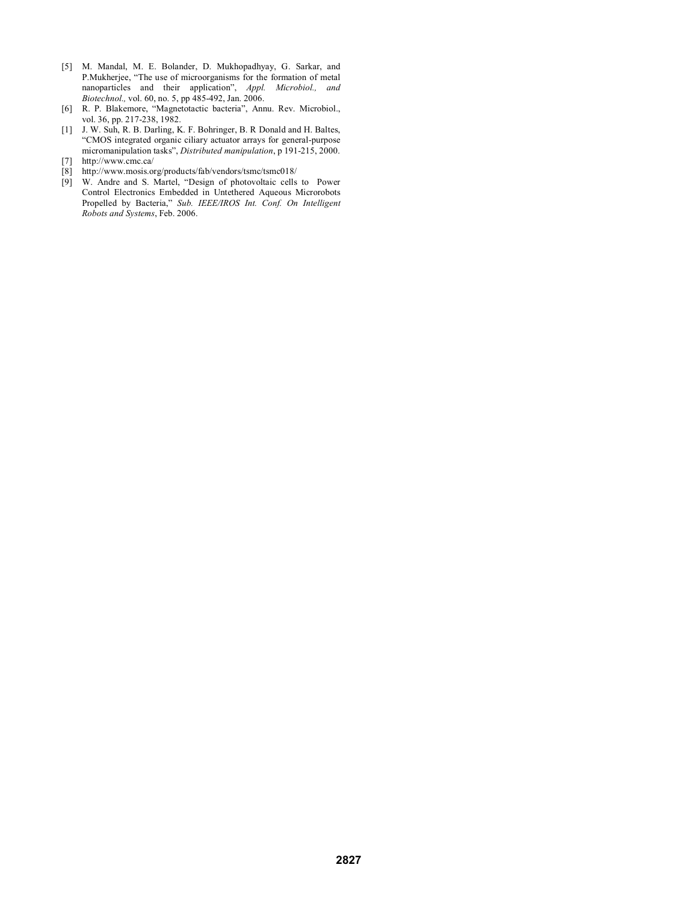[5] M. Mandal, M. E. Bolander, D. Mukhopadhyay, G. Sarkar, and P.Mukherjee, "The use of microorganisms for the formation of metal nanoparticles and their application", *Appl. Microbiol., and Biotechnol.,* vol. 60, no. 5, pp 485-492, Jan. 2006.

[6] R. P. Blakemore, "Magnetotactic bacteria", Annu. Rev. Microbiol., vol. 36, pp. 217-238, 1982.

[1] J. W. Suh, R. B. Darling, K. F. Bohringer, B. R Donald and H. Baltes, "CMOS integrated organic ciliary actuator arrays for general-purpose micromanipulation tasks", *Distributed manipulation*, p 191-215, 2000.

[7] http://www.cmc.ca/

[8] http://www.mosis.org/products/fab/vendors/tsmc/tsmc018/

[9] W. Andre and S. Martel, "Design of photovoltaic cells to Power Control Electronics Embedded in Untethered Aqueous Microrobots Propelled by Bacteria," *Sub. IEEE/IROS Int. Conf. On Intelligent Robots and Systems*, Feb. 2006.